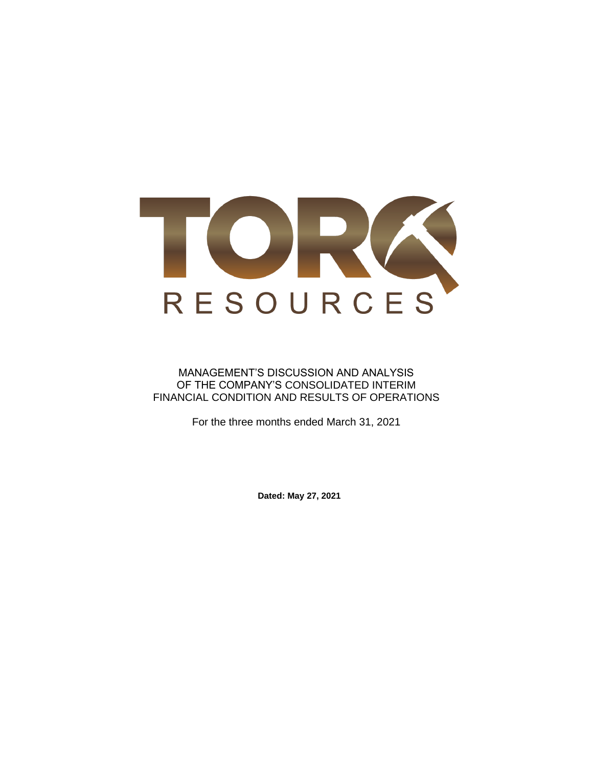# TORQ RESOURCES

MANAGEMENT'S DISCUSSION AND ANALYSIS
OF THE COMPANY'S CONSOLIDATED INTERIM
FINANCIAL CONDITION AND RESULTS OF OPERATIONS

For the three months ended March 31, 2021

**Dated: May 27, 2021**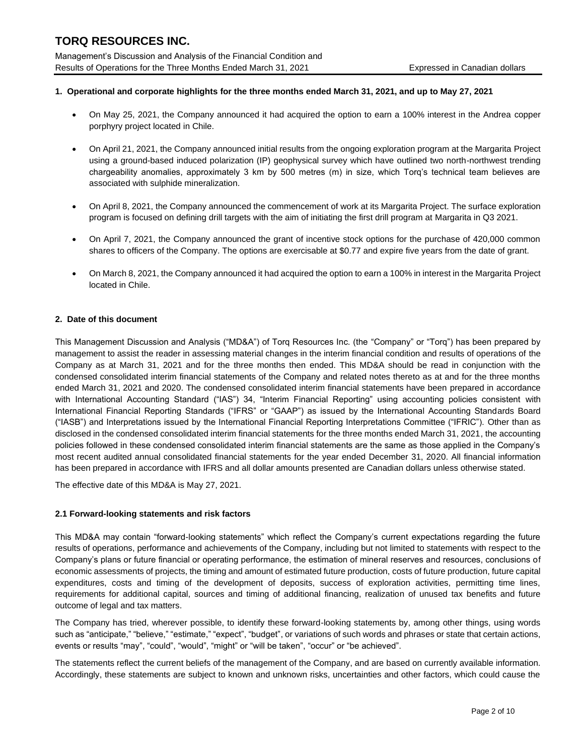## 1. Operational and corporate highlights for the three months ended March 31, 2021, and up to May 27, 2021

- On May 25, 2021, the Company announced it had acquired the option to earn a 100% interest in the Andrea copper porphyry project located in Chile.
- On April 21, 2021, the Company announced initial results from the ongoing exploration program at the Margarita Project using a ground-based induced polarization (IP) geophysical survey which have outlined two north-northwest trending chargeability anomalies, approximately 3 km by 500 metres (m) in size, which Torq's technical team believes are associated with sulphide mineralization.
- On April 8, 2021, the Company announced the commencement of work at its Margarita Project. The surface exploration program is focused on defining drill targets with the aim of initiating the first drill program at Margarita in Q3 2021.
- On April 7, 2021, the Company announced the grant of incentive stock options for the purchase of 420,000 common shares to officers of the Company. The options are exercisable at $0.77 and expire five years from the date of grant.
- On March 8, 2021, the Company announced it had acquired the option to earn a 100% in interest in the Margarita Project located in Chile.

## 2. Date of this document

This Management Discussion and Analysis ("MD&A") of Torq Resources Inc. (the "Company" or "Torq") has been prepared by management to assist the reader in assessing material changes in the interim financial condition and results of operations of the Company as at March 31, 2021 and for the three months then ended. This MD&A should be read in conjunction with the condensed consolidated interim financial statements of the Company and related notes thereto as at and for the three months ended March 31, 2021 and 2020. The condensed consolidated interim financial statements have been prepared in accordance with International Accounting Standard ("IAS") 34, "Interim Financial Reporting" using accounting policies consistent with International Financial Reporting Standards ("IFRS" or "GAAP") as issued by the International Accounting Standards Board ("IASB") and Interpretations issued by the International Financial Reporting Interpretations Committee ("IFRIC"). Other than as disclosed in the condensed consolidated interim financial statements for the three months ended March 31, 2021, the accounting policies followed in these condensed consolidated interim financial statements are the same as those applied in the Company's most recent audited annual consolidated financial statements for the year ended December 31, 2020. All financial information has been prepared in accordance with IFRS and all dollar amounts presented are Canadian dollars unless otherwise stated.

The effective date of this MD&A is May 27, 2021.

### 2.1 Forward-looking statements and risk factors

This MD&A may contain "forward-looking statements" which reflect the Company's current expectations regarding the future results of operations, performance and achievements of the Company, including but not limited to statements with respect to the Company's plans or future financial or operating performance, the estimation of mineral reserves and resources, conclusions of economic assessments of projects, the timing and amount of estimated future production, costs of future production, future capital expenditures, costs and timing of the development of deposits, success of exploration activities, permitting time lines, requirements for additional capital, sources and timing of additional financing, realization of unused tax benefits and future outcome of legal and tax matters.

The Company has tried, wherever possible, to identify these forward-looking statements by, among other things, using words such as "anticipate," "believe," "estimate," "expect", "budget", or variations of such words and phrases or state that certain actions, events or results "may", "could", "would", "might" or "will be taken", "occur" or "be achieved".

The statements reflect the current beliefs of the management of the Company, and are based on currently available information. Accordingly, these statements are subject to known and unknown risks, uncertainties and other factors, which could cause the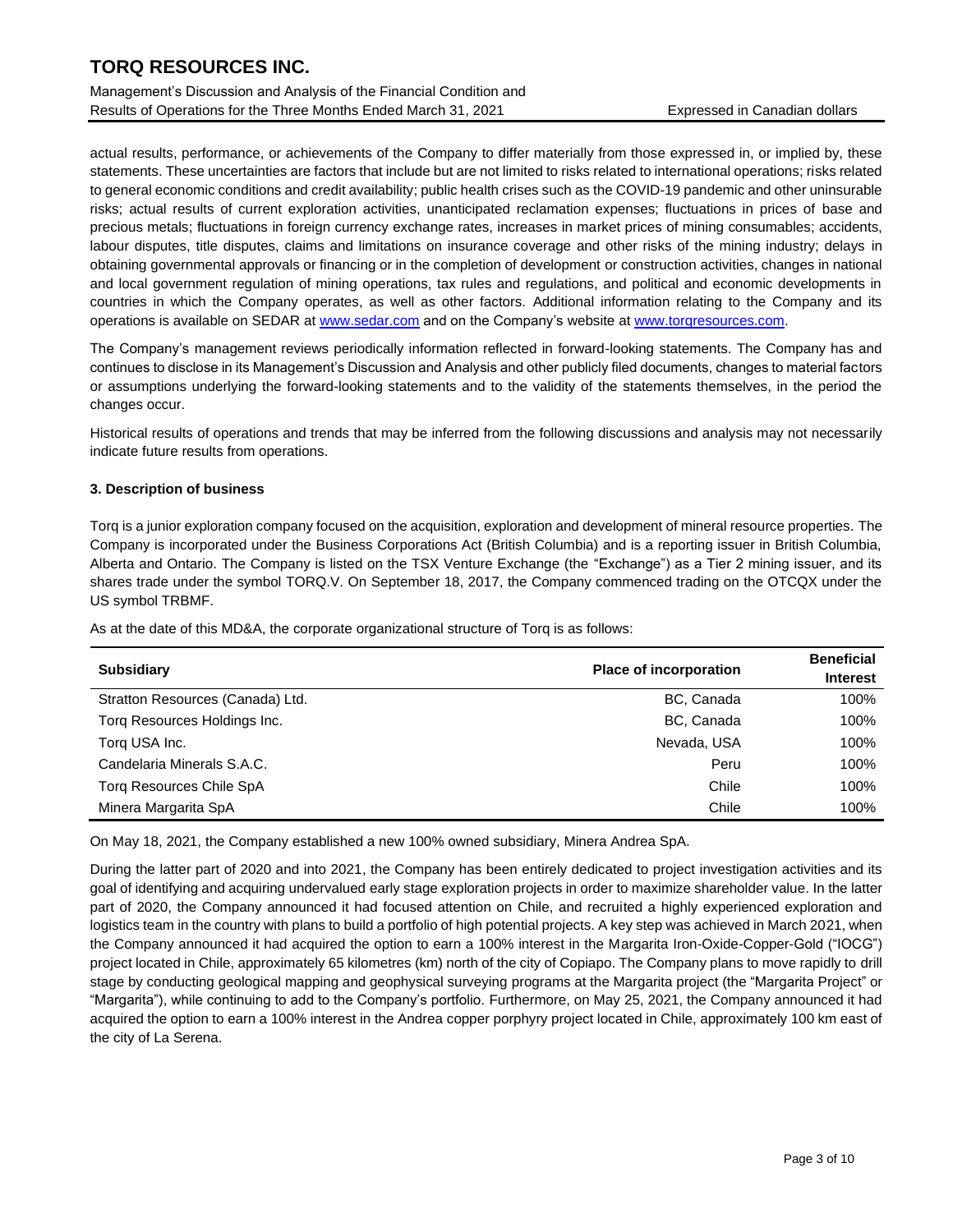actual results, performance, or achievements of the Company to differ materially from those expressed in, or implied by, these statements. These uncertainties are factors that include but are not limited to risks related to international operations; risks related to general economic conditions and credit availability; public health crises such as the COVID-19 pandemic and other uninsurable risks; actual results of current exploration activities, unanticipated reclamation expenses; fluctuations in prices of base and precious metals; fluctuations in foreign currency exchange rates, increases in market prices of mining consumables; accidents, labour disputes, title disputes, claims and limitations on insurance coverage and other risks of the mining industry; delays in obtaining governmental approvals or financing or in the completion of development or construction activities, changes in national and local government regulation of mining operations, tax rules and regulations, and political and economic developments in countries in which the Company operates, as well as other factors. Additional information relating to the Company and its operations is available on SEDAR at www.sedar.com and on the Company's website at www.torqresources.com.

The Company's management reviews periodically information reflected in forward-looking statements. The Company has and continues to disclose in its Management's Discussion and Analysis and other publicly filed documents, changes to material factors or assumptions underlying the forward-looking statements and to the validity of the statements themselves, in the period the changes occur.

Historical results of operations and trends that may be inferred from the following discussions and analysis may not necessarily indicate future results from operations.

### 3. Description of business

Torq is a junior exploration company focused on the acquisition, exploration and development of mineral resource properties. The Company is incorporated under the Business Corporations Act (British Columbia) and is a reporting issuer in British Columbia, Alberta and Ontario. The Company is listed on the TSX Venture Exchange (the "Exchange") as a Tier 2 mining issuer, and its shares trade under the symbol TORQ.V. On September 18, 2017, the Company commenced trading on the OTCQX under the US symbol TRBMF.

As at the date of this MD&A, the corporate organizational structure of Torq is as follows:

| Subsidiary | Place of incorporation | Beneficial Interest |
|---|---|---|
| Stratton Resources (Canada) Ltd. | BC, Canada | 100% |
| Torq Resources Holdings Inc. | BC, Canada | 100% |
| Torq USA Inc. | Nevada, USA | 100% |
| Candelaria Minerals S.A.C. | Peru | 100% |
| Torq Resources Chile SpA | Chile | 100% |
| Minera Margarita SpA | Chile | 100% |

On May 18, 2021, the Company established a new 100% owned subsidiary, Minera Andrea SpA.

During the latter part of 2020 and into 2021, the Company has been entirely dedicated to project investigation activities and its goal of identifying and acquiring undervalued early stage exploration projects in order to maximize shareholder value. In the latter part of 2020, the Company announced it had focused attention on Chile, and recruited a highly experienced exploration and logistics team in the country with plans to build a portfolio of high potential projects. A key step was achieved in March 2021, when the Company announced it had acquired the option to earn a 100% interest in the Margarita Iron-Oxide-Copper-Gold ("IOCG") project located in Chile, approximately 65 kilometres (km) north of the city of Copiapo. The Company plans to move rapidly to drill stage by conducting geological mapping and geophysical surveying programs at the Margarita project (the "Margarita Project" or "Margarita"), while continuing to add to the Company's portfolio. Furthermore, on May 25, 2021, the Company announced it had acquired the option to earn a 100% interest in the Andrea copper porphyry project located in Chile, approximately 100 km east of the city of La Serena.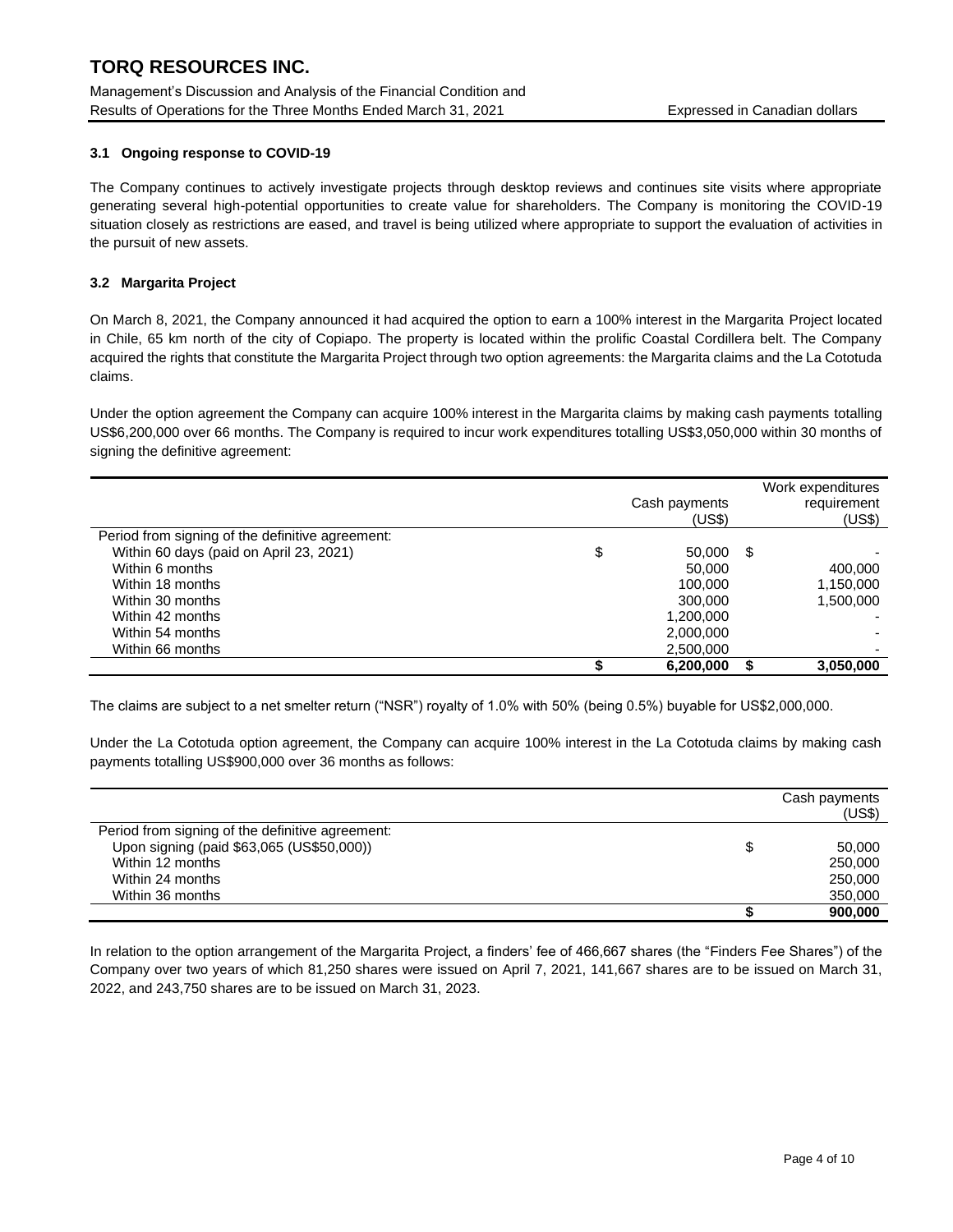### 3.1 Ongoing response to COVID-19

The Company continues to actively investigate projects through desktop reviews and continues site visits where appropriate generating several high-potential opportunities to create value for shareholders. The Company is monitoring the COVID-19 situation closely as restrictions are eased, and travel is being utilized where appropriate to support the evaluation of activities in the pursuit of new assets.

### 3.2 Margarita Project

On March 8, 2021, the Company announced it had acquired the option to earn a 100% interest in the Margarita Project located in Chile, 65 km north of the city of Copiapo. The property is located within the prolific Coastal Cordillera belt. The Company acquired the rights that constitute the Margarita Project through two option agreements: the Margarita claims and the La Cototuda claims.

Under the option agreement the Company can acquire 100% interest in the Margarita claims by making cash payments totalling US$6,200,000 over 66 months. The Company is required to incur work expenditures totalling US$3,050,000 within 30 months of signing the definitive agreement:

| | Cash payments (US$) | Work expenditures requirement (US$) |
|---|---|---|
| Period from signing of the definitive agreement: | | |
| Within 60 days (paid on April 23, 2021) | $ 50,000 | $ - |
| Within 6 months | 50,000 | 400,000 |
| Within 18 months | 100,000 | 1,150,000 |
| Within 30 months | 300,000 | 1,500,000 |
| Within 42 months | 1,200,000 | - |
| Within 54 months | 2,000,000 | - |
| Within 66 months | 2,500,000 | - |
| | **$ 6,200,000** | **$ 3,050,000** |

The claims are subject to a net smelter return ("NSR") royalty of 1.0% with 50% (being 0.5%) buyable for US$2,000,000.

Under the La Cototuda option agreement, the Company can acquire 100% interest in the La Cototuda claims by making cash payments totalling US$900,000 over 36 months as follows:

| | Cash payments (US$) |
|---|---|
| Period from signing of the definitive agreement: | |
| Upon signing (paid $63,065 (US$50,000)) | $ 50,000 |
| Within 12 months | 250,000 |
| Within 24 months | 250,000 |
| Within 36 months | 350,000 |
| | **$ 900,000** |

In relation to the option arrangement of the Margarita Project, a finders' fee of 466,667 shares (the "Finders Fee Shares") of the Company over two years of which 81,250 shares were issued on April 7, 2021, 141,667 shares are to be issued on March 31, 2022, and 243,750 shares are to be issued on March 31, 2023.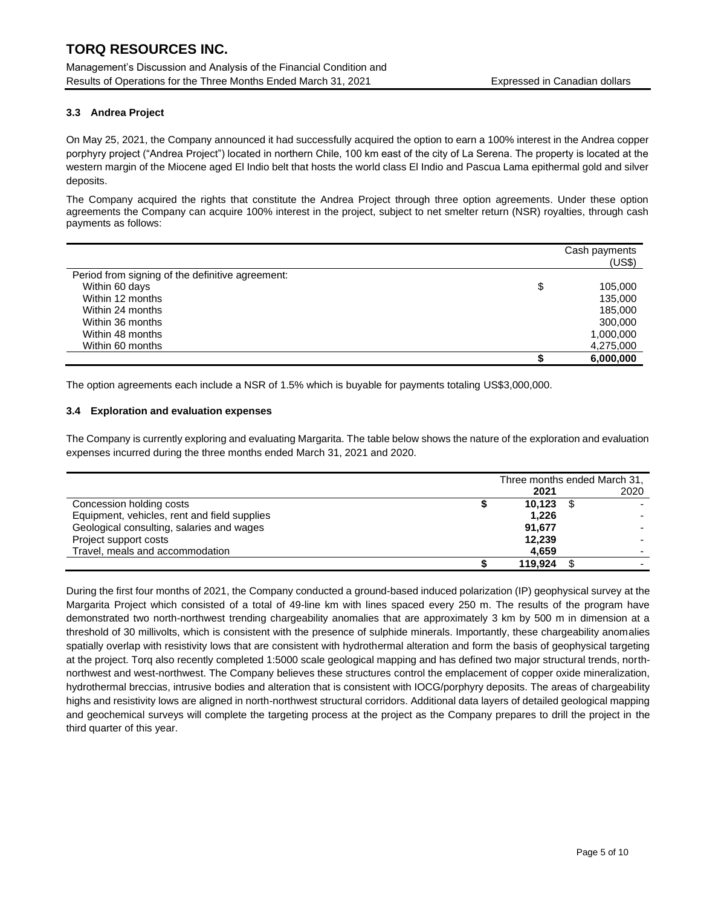### 3.3 Andrea Project

On May 25, 2021, the Company announced it had successfully acquired the option to earn a 100% interest in the Andrea copper porphyry project ("Andrea Project") located in northern Chile, 100 km east of the city of La Serena. The property is located at the western margin of the Miocene aged El Indio belt that hosts the world class El Indio and Pascua Lama epithermal gold and silver deposits.

The Company acquired the rights that constitute the Andrea Project through three option agreements. Under these option agreements the Company can acquire 100% interest in the project, subject to net smelter return (NSR) royalties, through cash payments as follows:

| | | Cash payments (US$) |
|---|---|---|
| Period from signing of the definitive agreement: | | |
| Within 60 days | $ | 105,000 |
| Within 12 months | | 135,000 |
| Within 24 months | | 185,000 |
| Within 36 months | | 300,000 |
| Within 48 months | | 1,000,000 |
| Within 60 months | | 4,275,000 |
| | **$** | **6,000,000** |

The option agreements each include a NSR of 1.5% which is buyable for payments totaling US$3,000,000.

### 3.4 Exploration and evaluation expenses

The Company is currently exploring and evaluating Margarita. The table below shows the nature of the exploration and evaluation expenses incurred during the three months ended March 31, 2021 and 2020.

| | Three months ended March 31, | | | |
|---|---|---|---|---|
| | | **2021** | | 2020 |
| Concession holding costs | **$** | **10,123** | $ | - |
| Equipment, vehicles, rent and field supplies | | **1,226** | | - |
| Geological consulting, salaries and wages | | **91,677** | | - |
| Project support costs | | **12,239** | | - |
| Travel, meals and accommodation | | **4,659** | | - |
| | **$** | **119,924** | $ | - |

During the first four months of 2021, the Company conducted a ground-based induced polarization (IP) geophysical survey at the Margarita Project which consisted of a total of 49-line km with lines spaced every 250 m. The results of the program have demonstrated two north-northwest trending chargeability anomalies that are approximately 3 km by 500 m in dimension at a threshold of 30 millivolts, which is consistent with the presence of sulphide minerals. Importantly, these chargeability anomalies spatially overlap with resistivity lows that are consistent with hydrothermal alteration and form the basis of geophysical targeting at the project. Torq also recently completed 1:5000 scale geological mapping and has defined two major structural trends, north-northwest and west-northwest. The Company believes these structures control the emplacement of copper oxide mineralization, hydrothermal breccias, intrusive bodies and alteration that is consistent with IOCG/porphyry deposits. The areas of chargeability highs and resistivity lows are aligned in north-northwest structural corridors. Additional data layers of detailed geological mapping and geochemical surveys will complete the targeting process at the project as the Company prepares to drill the project in the third quarter of this year.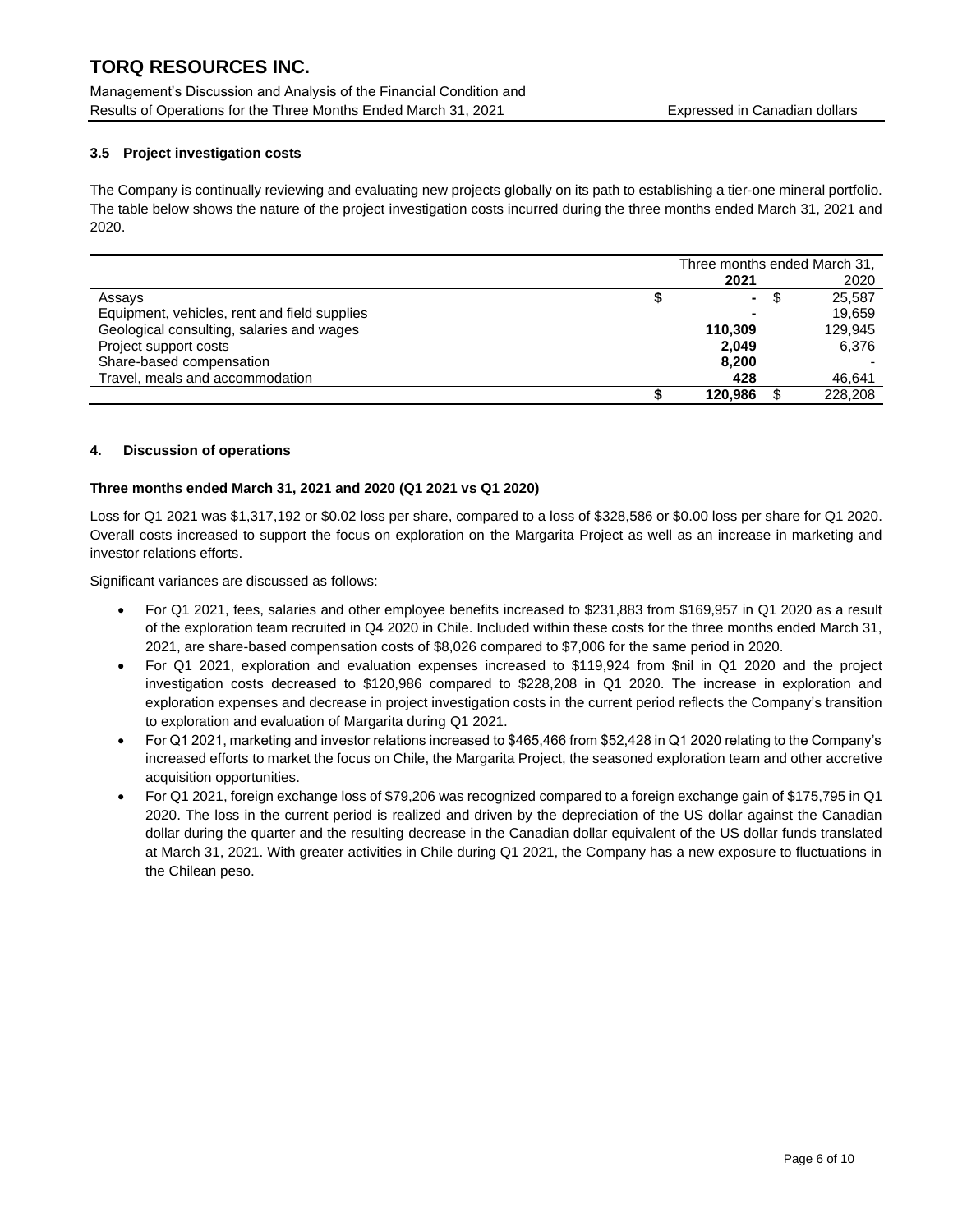### 3.5 Project investigation costs

The Company is continually reviewing and evaluating new projects globally on its path to establishing a tier-one mineral portfolio. The table below shows the nature of the project investigation costs incurred during the three months ended March 31, 2021 and 2020.

| | Three months ended March 31, | |
|---|---|---|
| | **2021** | 2020 |
| Assays | **$ -** | $ 25,587 |
| Equipment, vehicles, rent and field supplies | **-** | 19,659 |
| Geological consulting, salaries and wages | **110,309** | 129,945 |
| Project support costs | **2,049** | 6,376 |
| Share-based compensation | **8,200** | - |
| Travel, meals and accommodation | **428** | 46,641 |
| | **$ 120,986** | $ 228,208 |

### 4. Discussion of operations

**Three months ended March 31, 2021 and 2020 (Q1 2021 vs Q1 2020)**

Loss for Q1 2021 was $1,317,192 or $0.02 loss per share, compared to a loss of $328,586 or $0.00 loss per share for Q1 2020. Overall costs increased to support the focus on exploration on the Margarita Project as well as an increase in marketing and investor relations efforts.

Significant variances are discussed as follows:

- For Q1 2021, fees, salaries and other employee benefits increased to $231,883 from $169,957 in Q1 2020 as a result of the exploration team recruited in Q4 2020 in Chile. Included within these costs for the three months ended March 31, 2021, are share-based compensation costs of $8,026 compared to $7,006 for the same period in 2020.
- For Q1 2021, exploration and evaluation expenses increased to $119,924 from $nil in Q1 2020 and the project investigation costs decreased to $120,986 compared to $228,208 in Q1 2020. The increase in exploration and exploration expenses and decrease in project investigation costs in the current period reflects the Company's transition to exploration and evaluation of Margarita during Q1 2021.
- For Q1 2021, marketing and investor relations increased to $465,466 from $52,428 in Q1 2020 relating to the Company's increased efforts to market the focus on Chile, the Margarita Project, the seasoned exploration team and other accretive acquisition opportunities.
- For Q1 2021, foreign exchange loss of $79,206 was recognized compared to a foreign exchange gain of $175,795 in Q1 2020. The loss in the current period is realized and driven by the depreciation of the US dollar against the Canadian dollar during the quarter and the resulting decrease in the Canadian dollar equivalent of the US dollar funds translated at March 31, 2021. With greater activities in Chile during Q1 2021, the Company has a new exposure to fluctuations in the Chilean peso.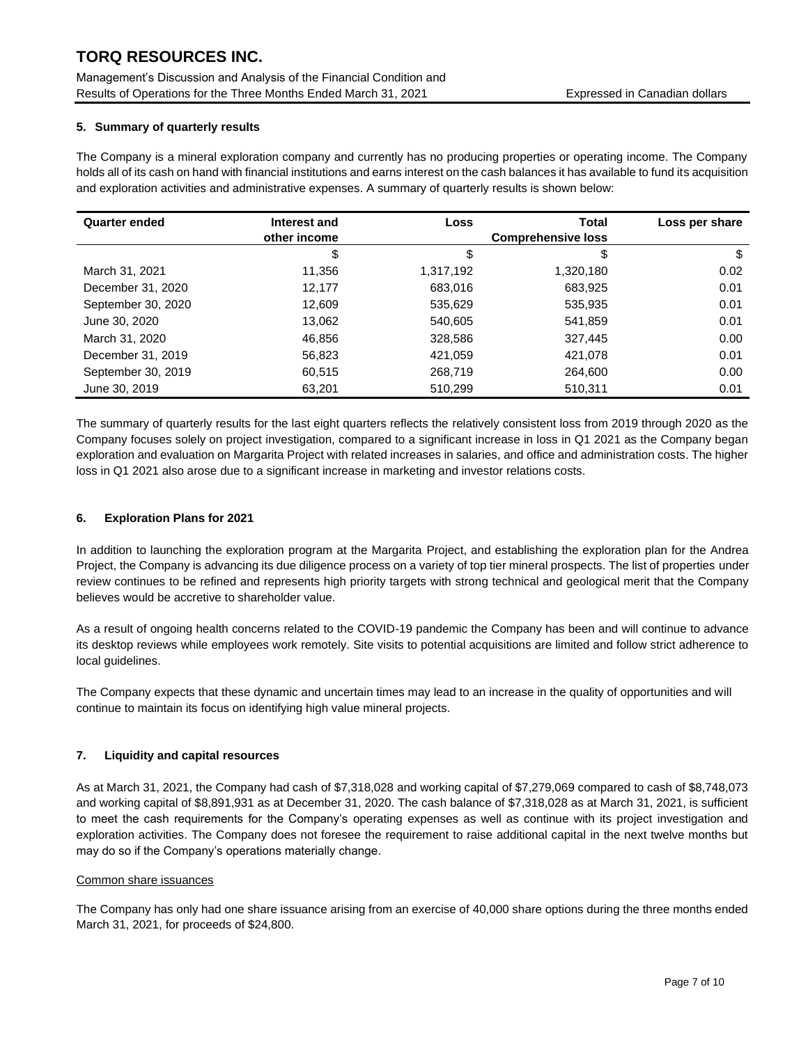### 5. Summary of quarterly results

The Company is a mineral exploration company and currently has no producing properties or operating income. The Company holds all of its cash on hand with financial institutions and earns interest on the cash balances it has available to fund its acquisition and exploration activities and administrative expenses. A summary of quarterly results is shown below:

| Quarter ended | Interest and other income | Loss | Total Comprehensive loss | Loss per share |
|---|---|---|---|---|
| | $ | $ | $ | $ |
| March 31, 2021 | 11,356 | 1,317,192 | 1,320,180 | 0.02 |
| December 31, 2020 | 12,177 | 683,016 | 683,925 | 0.01 |
| September 30, 2020 | 12,609 | 535,629 | 535,935 | 0.01 |
| June 30, 2020 | 13,062 | 540,605 | 541,859 | 0.01 |
| March 31, 2020 | 46,856 | 328,586 | 327,445 | 0.00 |
| December 31, 2019 | 56,823 | 421,059 | 421,078 | 0.01 |
| September 30, 2019 | 60,515 | 268,719 | 264,600 | 0.00 |
| June 30, 2019 | 63,201 | 510,299 | 510,311 | 0.01 |

The summary of quarterly results for the last eight quarters reflects the relatively consistent loss from 2019 through 2020 as the Company focuses solely on project investigation, compared to a significant increase in loss in Q1 2021 as the Company began exploration and evaluation on Margarita Project with related increases in salaries, and office and administration costs. The higher loss in Q1 2021 also arose due to a significant increase in marketing and investor relations costs.

### 6. Exploration Plans for 2021

In addition to launching the exploration program at the Margarita Project, and establishing the exploration plan for the Andrea Project, the Company is advancing its due diligence process on a variety of top tier mineral prospects. The list of properties under review continues to be refined and represents high priority targets with strong technical and geological merit that the Company believes would be accretive to shareholder value.

As a result of ongoing health concerns related to the COVID-19 pandemic the Company has been and will continue to advance its desktop reviews while employees work remotely. Site visits to potential acquisitions are limited and follow strict adherence to local guidelines.

The Company expects that these dynamic and uncertain times may lead to an increase in the quality of opportunities and will continue to maintain its focus on identifying high value mineral projects.

### 7. Liquidity and capital resources

As at March 31, 2021, the Company had cash of $7,318,028 and working capital of $7,279,069 compared to cash of $8,748,073 and working capital of $8,891,931 as at December 31, 2020. The cash balance of $7,318,028 as at March 31, 2021, is sufficient to meet the cash requirements for the Company's operating expenses as well as continue with its project investigation and exploration activities. The Company does not foresee the requirement to raise additional capital in the next twelve months but may do so if the Company's operations materially change.

Common share issuances

The Company has only had one share issuance arising from an exercise of 40,000 share options during the three months ended March 31, 2021, for proceeds of $24,800.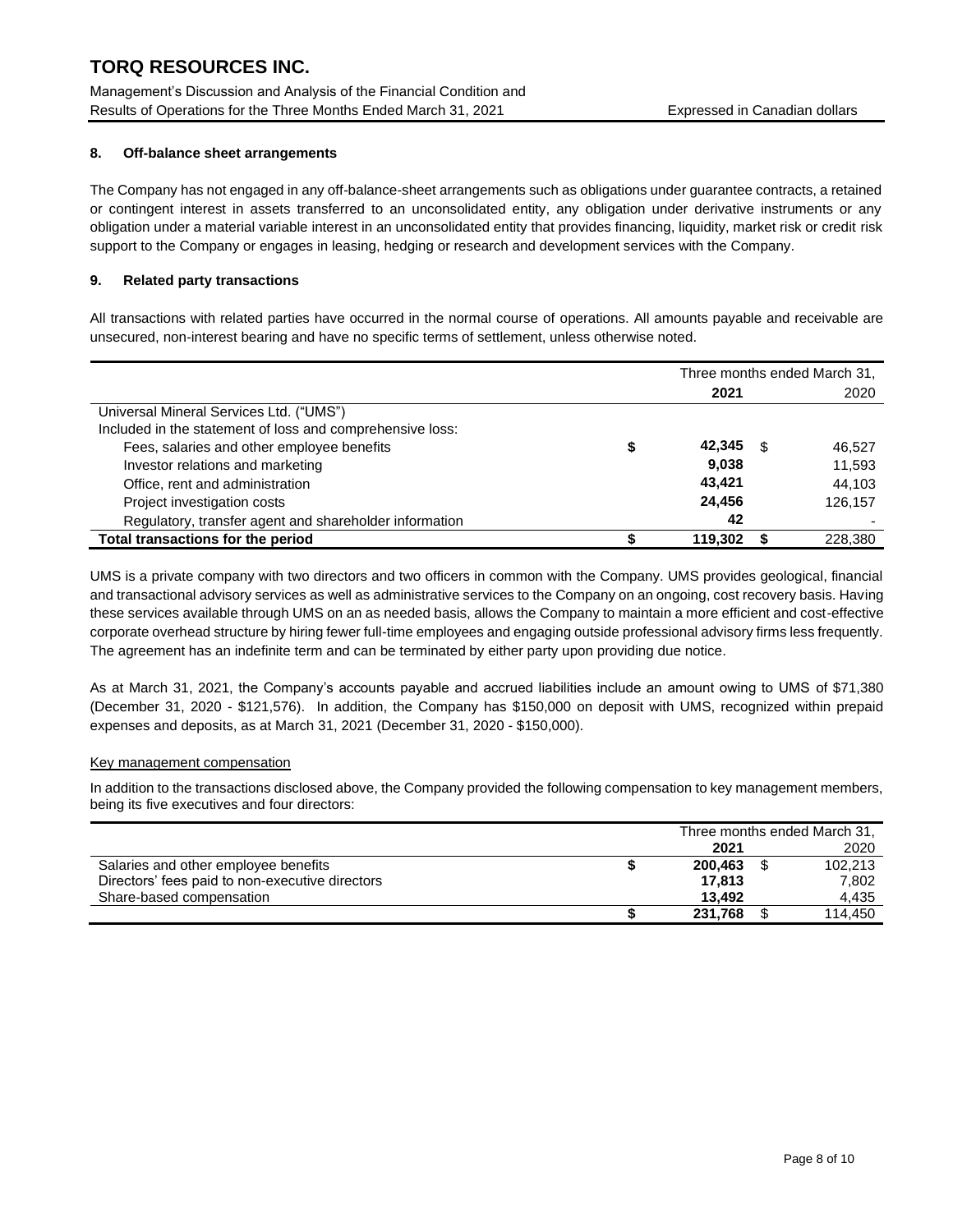## 8. Off-balance sheet arrangements

The Company has not engaged in any off-balance-sheet arrangements such as obligations under guarantee contracts, a retained or contingent interest in assets transferred to an unconsolidated entity, any obligation under derivative instruments or any obligation under a material variable interest in an unconsolidated entity that provides financing, liquidity, market risk or credit risk support to the Company or engages in leasing, hedging or research and development services with the Company.

## 9. Related party transactions

All transactions with related parties have occurred in the normal course of operations. All amounts payable and receivable are unsecured, non-interest bearing and have no specific terms of settlement, unless otherwise noted.

| | Three months ended March 31, | |
|---|---|---|
| | **2021** | 2020 |
| Universal Mineral Services Ltd. ("UMS") | | |
| Included in the statement of loss and comprehensive loss: | | |
| Fees, salaries and other employee benefits | **$ 42,345** | $ 46,527 |
| Investor relations and marketing | **9,038** | 11,593 |
| Office, rent and administration | **43,421** | 44,103 |
| Project investigation costs | **24,456** | 126,157 |
| Regulatory, transfer agent and shareholder information | **42** | - |
| **Total transactions for the period** | **$ 119,302** | **$ 228,380** |

UMS is a private company with two directors and two officers in common with the Company. UMS provides geological, financial and transactional advisory services as well as administrative services to the Company on an ongoing, cost recovery basis. Having these services available through UMS on an as needed basis, allows the Company to maintain a more efficient and cost-effective corporate overhead structure by hiring fewer full-time employees and engaging outside professional advisory firms less frequently. The agreement has an indefinite term and can be terminated by either party upon providing due notice.

As at March 31, 2021, the Company's accounts payable and accrued liabilities include an amount owing to UMS of $71,380 (December 31, 2020 - $121,576). In addition, the Company has $150,000 on deposit with UMS, recognized within prepaid expenses and deposits, as at March 31, 2021 (December 31, 2020 - $150,000).

### Key management compensation

In addition to the transactions disclosed above, the Company provided the following compensation to key management members, being its five executives and four directors:

| | Three months ended March 31, | |
|---|---|---|
| | **2021** | 2020 |
| Salaries and other employee benefits | **$ 200,463** | $ 102,213 |
| Directors' fees paid to non-executive directors | **17,813** | 7,802 |
| Share-based compensation | **13,492** | 4,435 |
| | **$ 231,768** | $ 114,450 |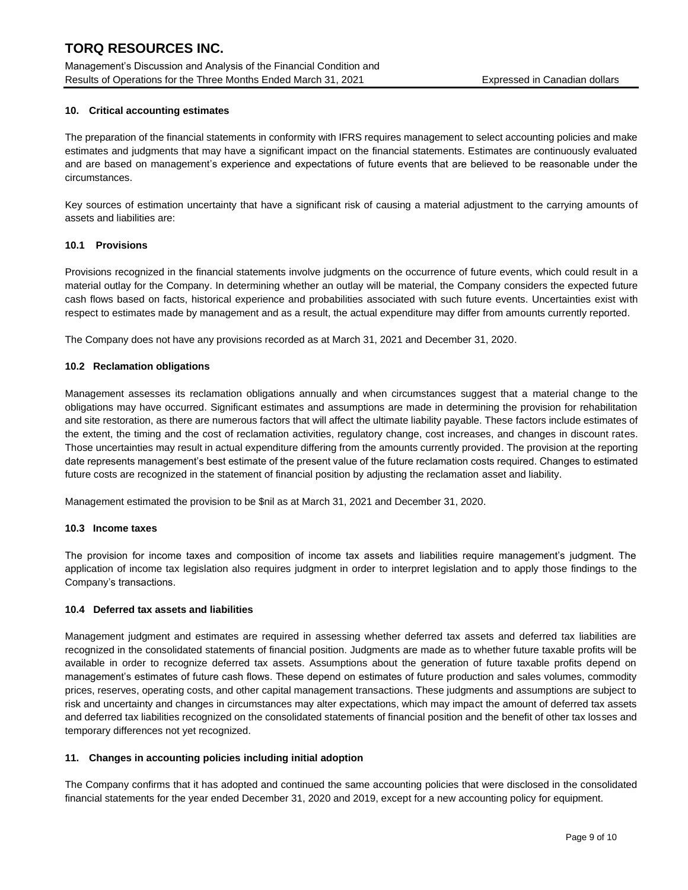### 10. Critical accounting estimates

The preparation of the financial statements in conformity with IFRS requires management to select accounting policies and make estimates and judgments that may have a significant impact on the financial statements. Estimates are continuously evaluated and are based on management's experience and expectations of future events that are believed to be reasonable under the circumstances.

Key sources of estimation uncertainty that have a significant risk of causing a material adjustment to the carrying amounts of assets and liabilities are:

#### 10.1 Provisions

Provisions recognized in the financial statements involve judgments on the occurrence of future events, which could result in a material outlay for the Company. In determining whether an outlay will be material, the Company considers the expected future cash flows based on facts, historical experience and probabilities associated with such future events. Uncertainties exist with respect to estimates made by management and as a result, the actual expenditure may differ from amounts currently reported.

The Company does not have any provisions recorded as at March 31, 2021 and December 31, 2020.

#### 10.2 Reclamation obligations

Management assesses its reclamation obligations annually and when circumstances suggest that a material change to the obligations may have occurred. Significant estimates and assumptions are made in determining the provision for rehabilitation and site restoration, as there are numerous factors that will affect the ultimate liability payable. These factors include estimates of the extent, the timing and the cost of reclamation activities, regulatory change, cost increases, and changes in discount rates. Those uncertainties may result in actual expenditure differing from the amounts currently provided. The provision at the reporting date represents management's best estimate of the present value of the future reclamation costs required. Changes to estimated future costs are recognized in the statement of financial position by adjusting the reclamation asset and liability.

Management estimated the provision to be $nil as at March 31, 2021 and December 31, 2020.

#### 10.3 Income taxes

The provision for income taxes and composition of income tax assets and liabilities require management's judgment. The application of income tax legislation also requires judgment in order to interpret legislation and to apply those findings to the Company's transactions.

#### 10.4 Deferred tax assets and liabilities

Management judgment and estimates are required in assessing whether deferred tax assets and deferred tax liabilities are recognized in the consolidated statements of financial position. Judgments are made as to whether future taxable profits will be available in order to recognize deferred tax assets. Assumptions about the generation of future taxable profits depend on management's estimates of future cash flows. These depend on estimates of future production and sales volumes, commodity prices, reserves, operating costs, and other capital management transactions. These judgments and assumptions are subject to risk and uncertainty and changes in circumstances may alter expectations, which may impact the amount of deferred tax assets and deferred tax liabilities recognized on the consolidated statements of financial position and the benefit of other tax losses and temporary differences not yet recognized.

### 11. Changes in accounting policies including initial adoption

The Company confirms that it has adopted and continued the same accounting policies that were disclosed in the consolidated financial statements for the year ended December 31, 2020 and 2019, except for a new accounting policy for equipment.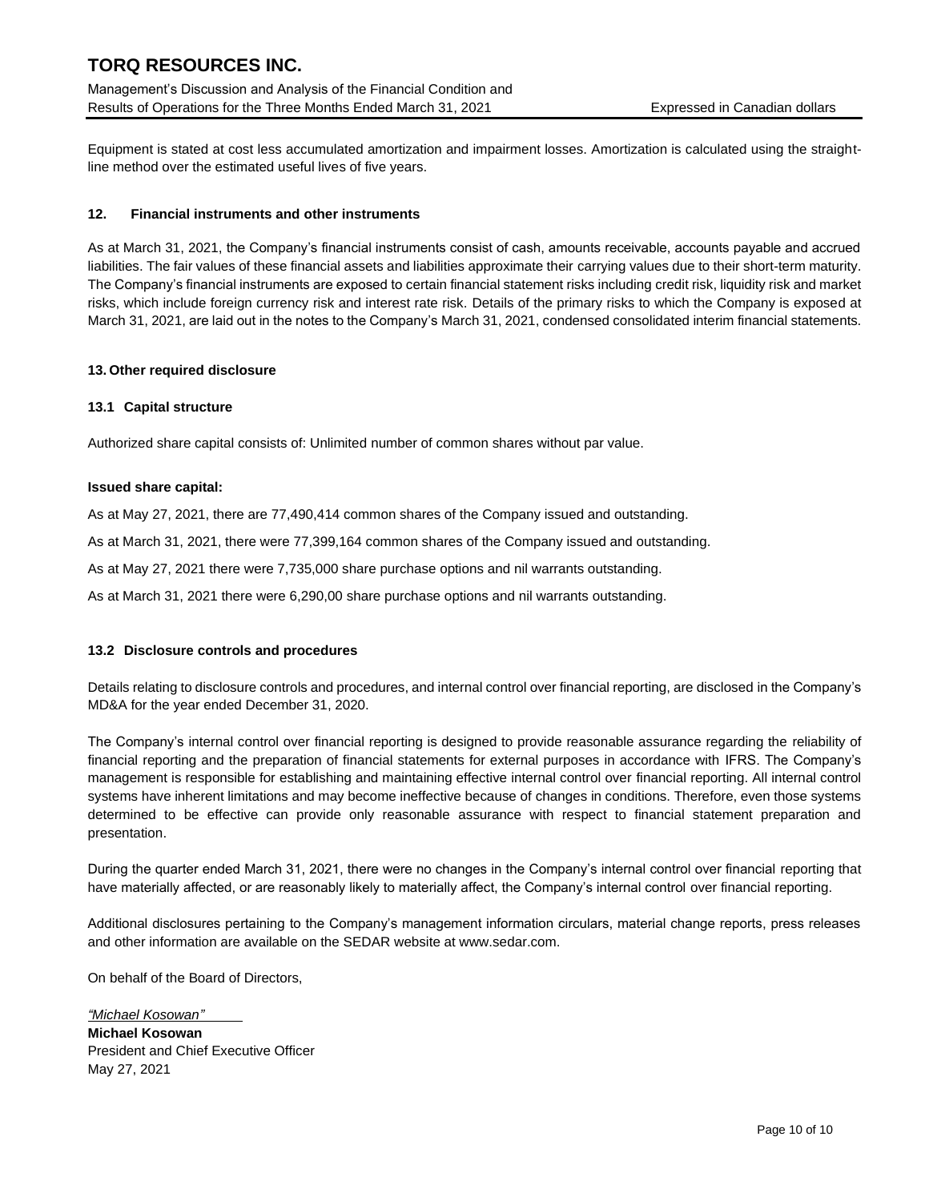Equipment is stated at cost less accumulated amortization and impairment losses. Amortization is calculated using the straight-line method over the estimated useful lives of five years.

## 12. Financial instruments and other instruments

As at March 31, 2021, the Company's financial instruments consist of cash, amounts receivable, accounts payable and accrued liabilities. The fair values of these financial assets and liabilities approximate their carrying values due to their short-term maturity. The Company's financial instruments are exposed to certain financial statement risks including credit risk, liquidity risk and market risks, which include foreign currency risk and interest rate risk. Details of the primary risks to which the Company is exposed at March 31, 2021, are laid out in the notes to the Company's March 31, 2021, condensed consolidated interim financial statements.

## 13. Other required disclosure

### 13.1 Capital structure

Authorized share capital consists of: Unlimited number of common shares without par value.

**Issued share capital:**

As at May 27, 2021, there are 77,490,414 common shares of the Company issued and outstanding.

As at March 31, 2021, there were 77,399,164 common shares of the Company issued and outstanding.

As at May 27, 2021 there were 7,735,000 share purchase options and nil warrants outstanding.

As at March 31, 2021 there were 6,290,00 share purchase options and nil warrants outstanding.

### 13.2 Disclosure controls and procedures

Details relating to disclosure controls and procedures, and internal control over financial reporting, are disclosed in the Company's MD&A for the year ended December 31, 2020.

The Company's internal control over financial reporting is designed to provide reasonable assurance regarding the reliability of financial reporting and the preparation of financial statements for external purposes in accordance with IFRS. The Company's management is responsible for establishing and maintaining effective internal control over financial reporting. All internal control systems have inherent limitations and may become ineffective because of changes in conditions. Therefore, even those systems determined to be effective can provide only reasonable assurance with respect to financial statement preparation and presentation.

During the quarter ended March 31, 2021, there were no changes in the Company's internal control over financial reporting that have materially affected, or are reasonably likely to materially affect, the Company's internal control over financial reporting.

Additional disclosures pertaining to the Company's management information circulars, material change reports, press releases and other information are available on the SEDAR website at www.sedar.com.

On behalf of the Board of Directors,

*"Michael Kosowan"*
**Michael Kosowan**
President and Chief Executive Officer
May 27, 2021